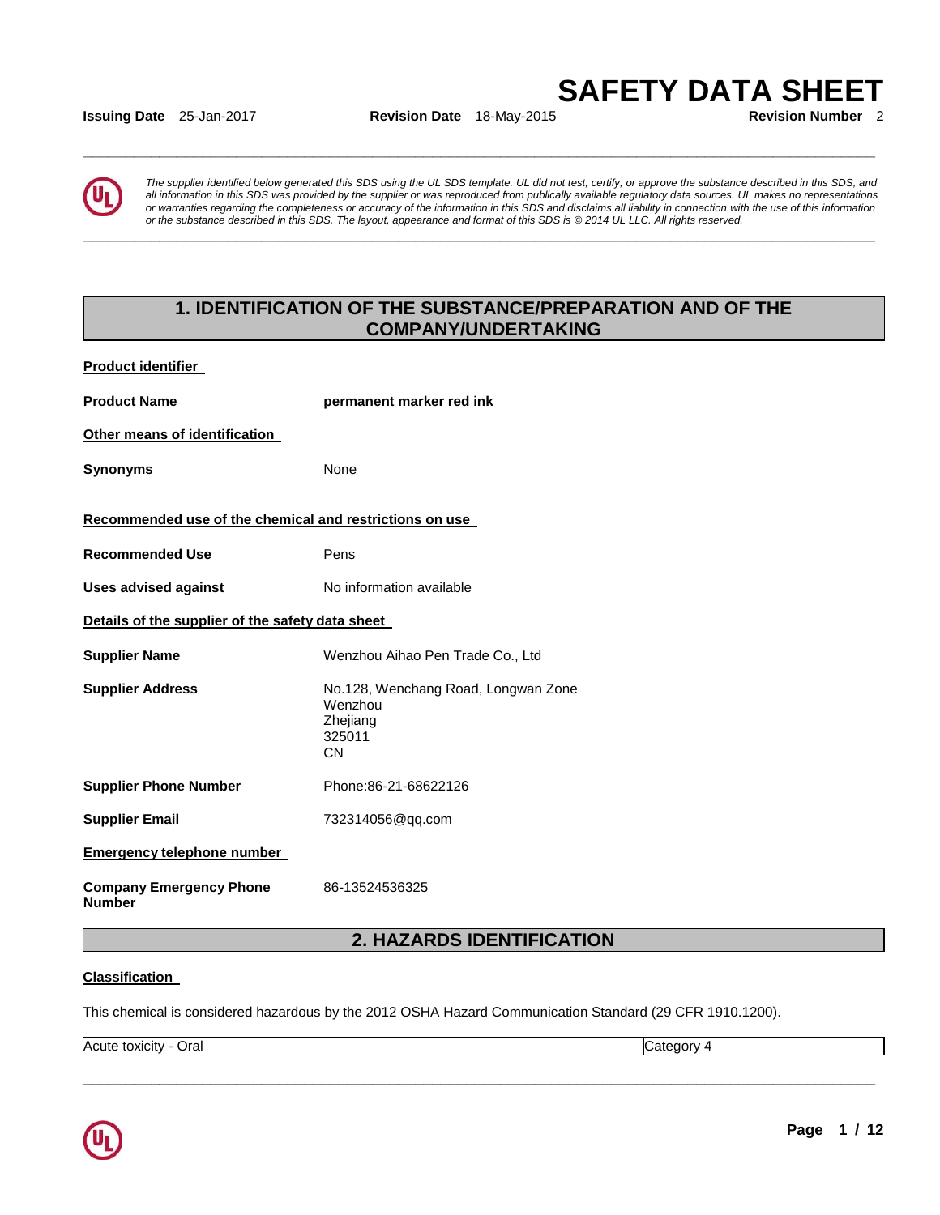# SAFETY DATA SHEET

**Issuing Date** 25-Jan-2017 **Revision Date** 18-May-2015 **Revision Number** 2

*The supplier identified below generated this SDS using the UL SDS template. UL did not test, certify, or approve the substance described in this SDS, and all information in this SDS was provided by the supplier or was reproduced from publically available regulatory data sources. UL makes no representations or warranties regarding the completeness or accuracy of the information in this SDS and disclaims all liability in connection with the use of this information or the substance described in this SDS. The layout, appearance and format of this SDS is © 2014 UL LLC. All rights reserved.*

## 1. IDENTIFICATION OF THE SUBSTANCE/PREPARATION AND OF THE COMPANY/UNDERTAKING

**Product identifier**

**Product Name** **permanent marker red ink**

**Other means of identification**

**Synonyms** None

**Recommended use of the chemical and restrictions on use**

**Recommended Use** Pens

**Uses advised against** No information available

**Details of the supplier of the safety data sheet**

**Supplier Name** Wenzhou Aihao Pen Trade Co., Ltd

**Supplier Address** No.128, Wenchang Road, Longwan Zone
Wenzhou
Zhejiang
325011
CN

**Supplier Phone Number** Phone:86-21-68622126

**Supplier Email** 732314056@qq.com

**Emergency telephone number**

**Company Emergency Phone Number** 86-13524536325

## 2. HAZARDS IDENTIFICATION

**Classification**

This chemical is considered hazardous by the 2012 OSHA Hazard Communication Standard (29 CFR 1910.1200).

| Acute toxicity - Oral | Category 4 |
|---|---|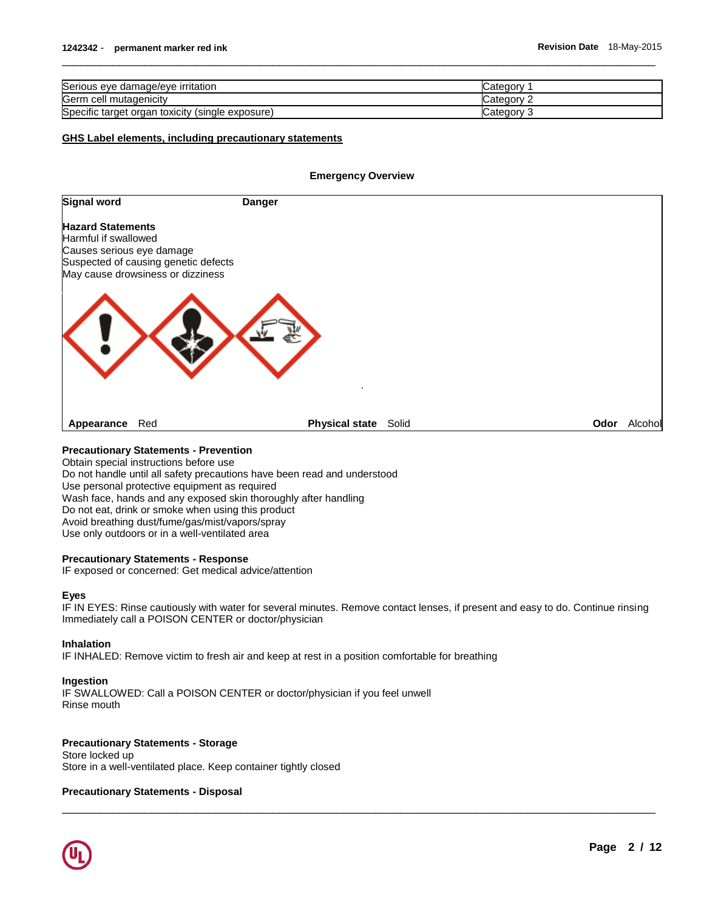| Serious eye damage/eye irritation | Category 1 |
|---|---|
| Germ cell mutagenicity | Category 2 |
| Specific target organ toxicity (single exposure) | Category 3 |

## GHS Label elements, including precautionary statements

### Emergency Overview

**Signal word** **Danger**

**Hazard Statements**
Harmful if swallowed
Causes serious eye damage
Suspected of causing genetic defects
May cause drowsiness or dizziness

**Appearance** Red **Physical state** Solid **Odor** Alcohol

**Precautionary Statements - Prevention**
Obtain special instructions before use
Do not handle until all safety precautions have been read and understood
Use personal protective equipment as required
Wash face, hands and any exposed skin thoroughly after handling
Do not eat, drink or smoke when using this product
Avoid breathing dust/fume/gas/mist/vapors/spray
Use only outdoors or in a well-ventilated area

**Precautionary Statements - Response**
IF exposed or concerned: Get medical advice/attention

**Eyes**
IF IN EYES: Rinse cautiously with water for several minutes. Remove contact lenses, if present and easy to do. Continue rinsing
Immediately call a POISON CENTER or doctor/physician

**Inhalation**
IF INHALED: Remove victim to fresh air and keep at rest in a position comfortable for breathing

**Ingestion**
IF SWALLOWED: Call a POISON CENTER or doctor/physician if you feel unwell
Rinse mouth

**Precautionary Statements - Storage**
Store locked up
Store in a well-ventilated place. Keep container tightly closed

**Precautionary Statements - Disposal**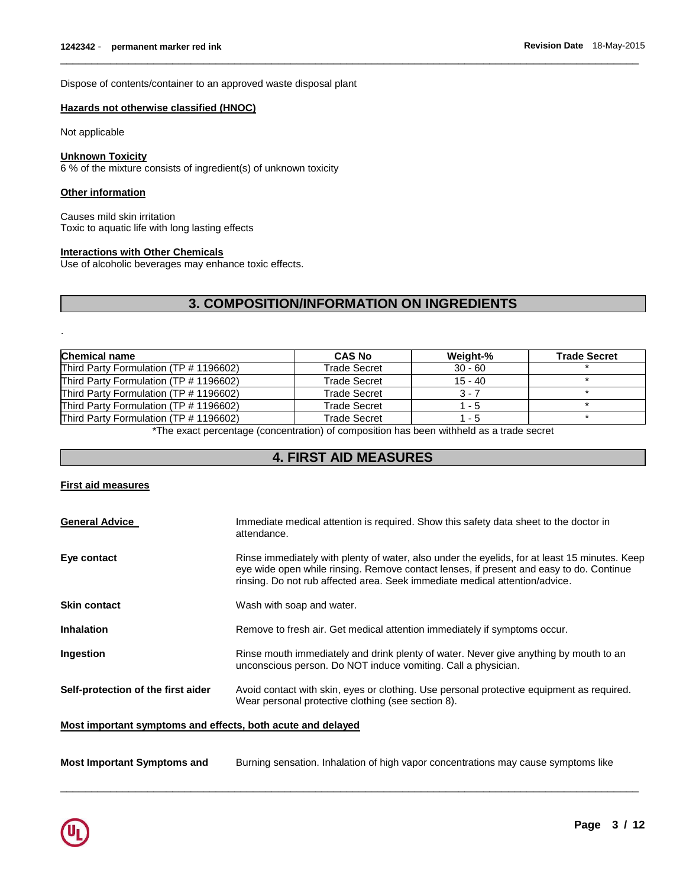Dispose of contents/container to an approved waste disposal plant

**Hazards not otherwise classified (HNOC)**

Not applicable

**Unknown Toxicity**

6 % of the mixture consists of ingredient(s) of unknown toxicity

**Other information**

Causes mild skin irritation
Toxic to aquatic life with long lasting effects

**Interactions with Other Chemicals**

Use of alcoholic beverages may enhance toxic effects.

## 3. COMPOSITION/INFORMATION ON INGREDIENTS

.

| Chemical name | CAS No | Weight-% | Trade Secret |
|---|---|---|---|
| Third Party Formulation (TP # 1196602) | Trade Secret | 30 - 60 | * |
| Third Party Formulation (TP # 1196602) | Trade Secret | 15 - 40 | * |
| Third Party Formulation (TP # 1196602) | Trade Secret | 3 - 7 | * |
| Third Party Formulation (TP # 1196602) | Trade Secret | 1 - 5 | * |
| Third Party Formulation (TP # 1196602) | Trade Secret | 1 - 5 | * |

*The exact percentage (concentration) of composition has been withheld as a trade secret

## 4. FIRST AID MEASURES

**First aid measures**

**General Advice** Immediate medical attention is required. Show this safety data sheet to the doctor in attendance.

**Eye contact** Rinse immediately with plenty of water, also under the eyelids, for at least 15 minutes. Keep eye wide open while rinsing. Remove contact lenses, if present and easy to do. Continue rinsing. Do not rub affected area. Seek immediate medical attention/advice.

**Skin contact** Wash with soap and water.

**Inhalation** Remove to fresh air. Get medical attention immediately if symptoms occur.

**Ingestion** Rinse mouth immediately and drink plenty of water. Never give anything by mouth to an unconscious person. Do NOT induce vomiting. Call a physician.

**Self-protection of the first aider** Avoid contact with skin, eyes or clothing. Use personal protective equipment as required. Wear personal protective clothing (see section 8).

**Most important symptoms and effects, both acute and delayed**

**Most Important Symptoms and** Burning sensation. Inhalation of high vapor concentrations may cause symptoms like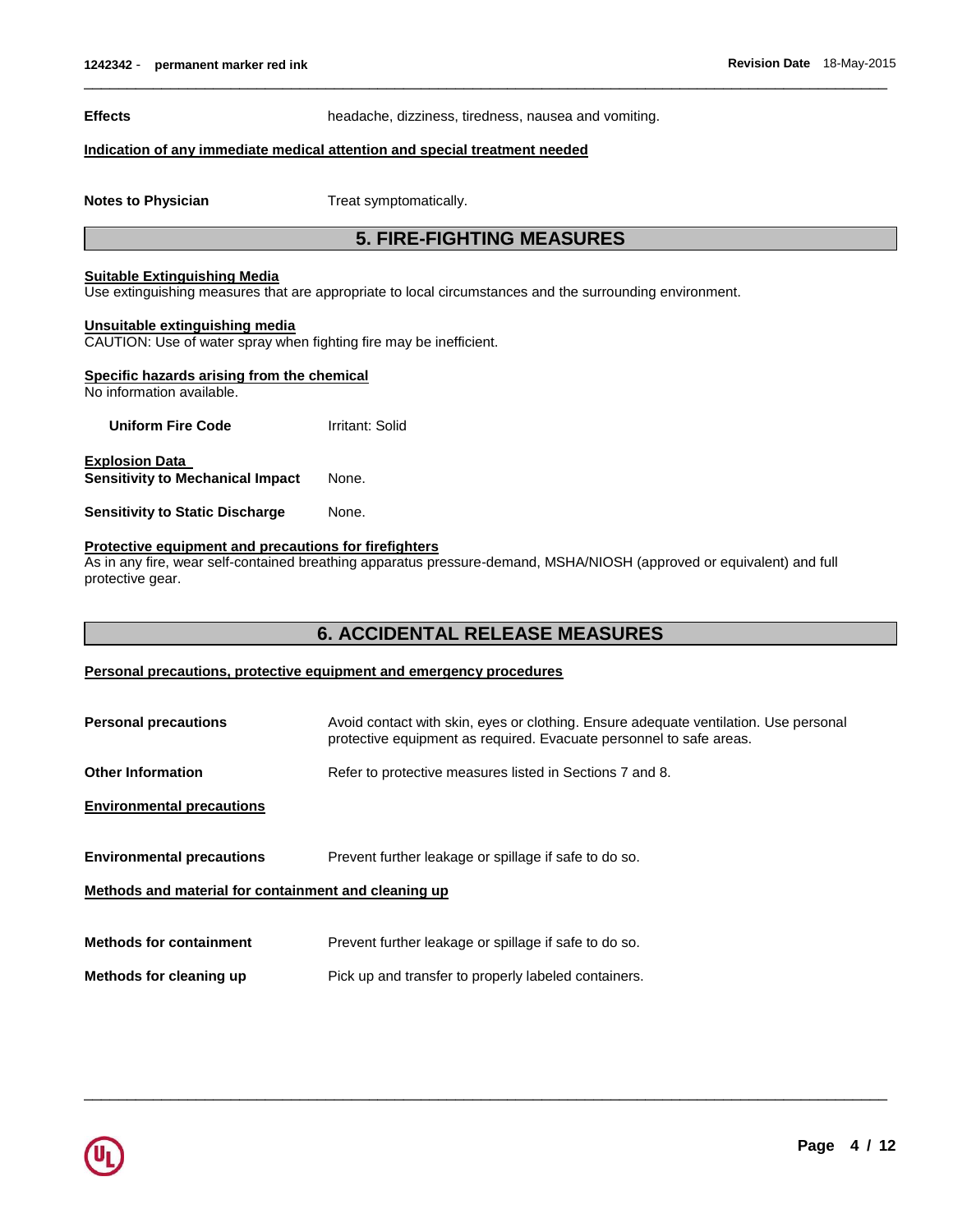**Effects** headache, dizziness, tiredness, nausea and vomiting.

**Indication of any immediate medical attention and special treatment needed**

**Notes to Physician** Treat symptomatically.

## 5. FIRE-FIGHTING MEASURES

**Suitable Extinguishing Media**
Use extinguishing measures that are appropriate to local circumstances and the surrounding environment.

**Unsuitable extinguishing media**
CAUTION: Use of water spray when fighting fire may be inefficient.

**Specific hazards arising from the chemical**
No information available.

**Uniform Fire Code** Irritant: Solid

**Explosion Data**
**Sensitivity to Mechanical Impact** None.

**Sensitivity to Static Discharge** None.

**Protective equipment and precautions for firefighters**
As in any fire, wear self-contained breathing apparatus pressure-demand, MSHA/NIOSH (approved or equivalent) and full protective gear.

## 6. ACCIDENTAL RELEASE MEASURES

**Personal precautions, protective equipment and emergency procedures**

**Personal precautions** Avoid contact with skin, eyes or clothing. Ensure adequate ventilation. Use personal protective equipment as required. Evacuate personnel to safe areas.

**Other Information** Refer to protective measures listed in Sections 7 and 8.

**Environmental precautions**

**Environmental precautions** Prevent further leakage or spillage if safe to do so.

**Methods and material for containment and cleaning up**

**Methods for containment** Prevent further leakage or spillage if safe to do so.

**Methods for cleaning up** Pick up and transfer to properly labeled containers.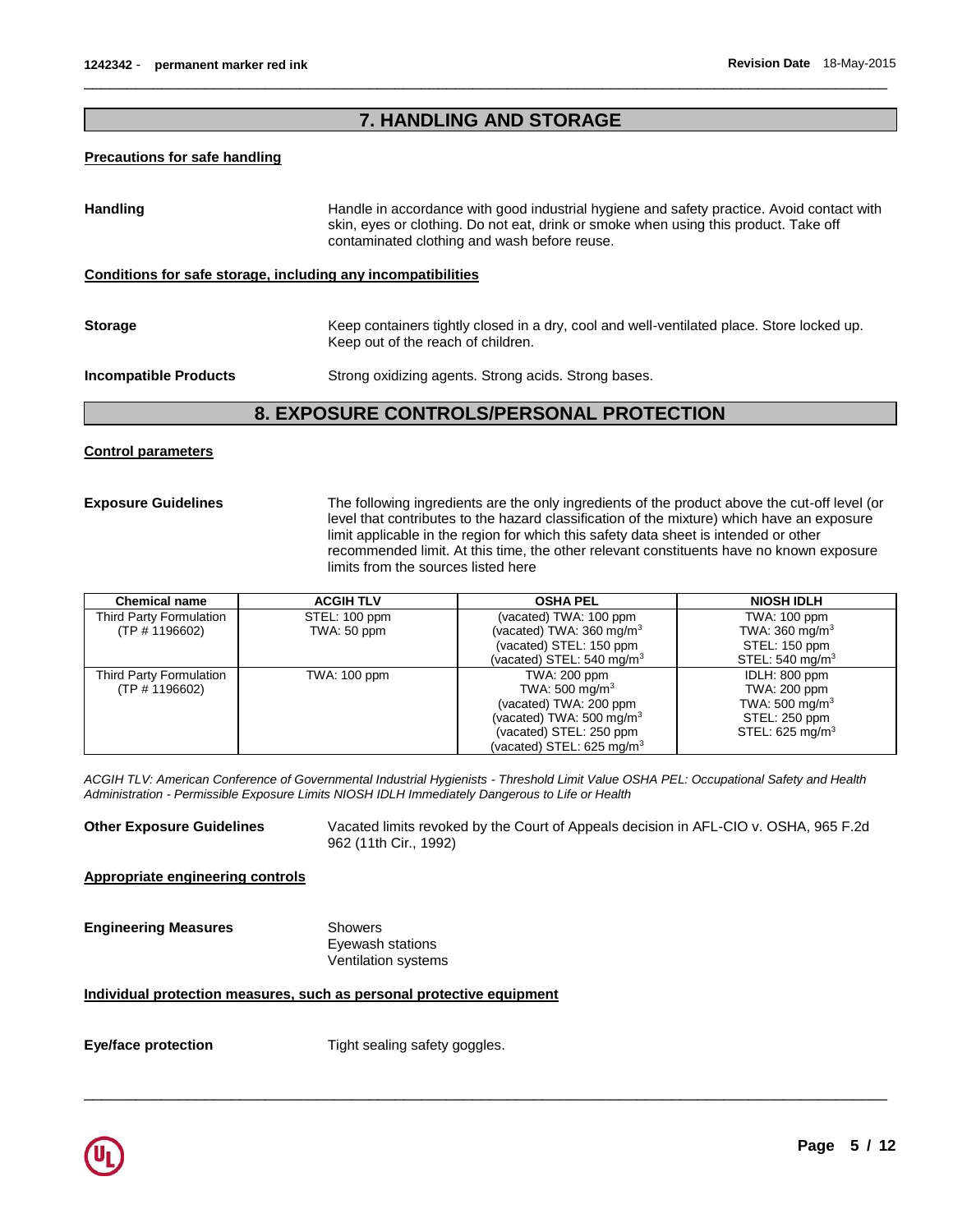## 7. HANDLING AND STORAGE

**Precautions for safe handling**

**Handling** Handle in accordance with good industrial hygiene and safety practice. Avoid contact with skin, eyes or clothing. Do not eat, drink or smoke when using this product. Take off contaminated clothing and wash before reuse.

**Conditions for safe storage, including any incompatibilities**

**Storage** Keep containers tightly closed in a dry, cool and well-ventilated place. Store locked up. Keep out of the reach of children.

**Incompatible Products** Strong oxidizing agents. Strong acids. Strong bases.

## 8. EXPOSURE CONTROLS/PERSONAL PROTECTION

**Control parameters**

**Exposure Guidelines** The following ingredients are the only ingredients of the product above the cut-off level (or level that contributes to the hazard classification of the mixture) which have an exposure limit applicable in the region for which this safety data sheet is intended or other recommended limit. At this time, the other relevant constituents have no known exposure limits from the sources listed here

| Chemical name | ACGIH TLV | OSHA PEL | NIOSH IDLH |
|---|---|---|---|
| Third Party Formulation (TP # 1196602) | STEL: 100 ppm<br>TWA: 50 ppm | (vacated) TWA: 100 ppm<br>(vacated) TWA: 360 mg/m$^3$<br>(vacated) STEL: 150 ppm<br>(vacated) STEL: 540 mg/m$^3$ | TWA: 100 ppm<br>TWA: 360 mg/m$^3$<br>STEL: 150 ppm<br>STEL: 540 mg/m$^3$ |
| Third Party Formulation (TP # 1196602) | TWA: 100 ppm | TWA: 200 ppm<br>TWA: 500 mg/m$^3$<br>(vacated) TWA: 200 ppm<br>(vacated) TWA: 500 mg/m$^3$<br>(vacated) STEL: 250 ppm<br>(vacated) STEL: 625 mg/m$^3$ | IDLH: 800 ppm<br>TWA: 200 ppm<br>TWA: 500 mg/m$^3$<br>STEL: 250 ppm<br>STEL: 625 mg/m$^3$ |

*ACGIH TLV: American Conference of Governmental Industrial Hygienists - Threshold Limit Value OSHA PEL: Occupational Safety and Health Administration - Permissible Exposure Limits NIOSH IDLH Immediately Dangerous to Life or Health*

**Other Exposure Guidelines** Vacated limits revoked by the Court of Appeals decision in AFL-CIO v. OSHA, 965 F.2d 962 (11th Cir., 1992)

**Appropriate engineering controls**

**Engineering Measures** Showers
Eyewash stations
Ventilation systems

**Individual protection measures, such as personal protective equipment**

**Eye/face protection** Tight sealing safety goggles.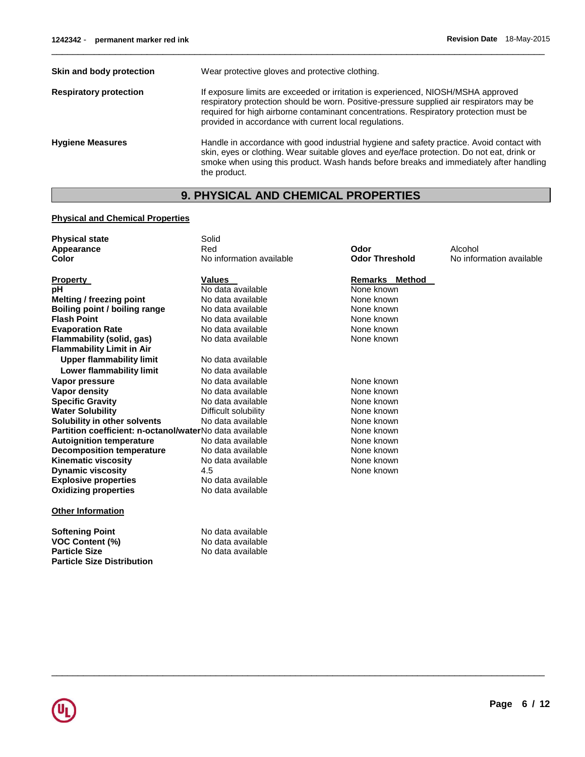| | |
|---|---|
| **Skin and body protection** | Wear protective gloves and protective clothing. |
| **Respiratory protection** | If exposure limits are exceeded or irritation is experienced, NIOSH/MSHA approved respiratory protection should be worn. Positive-pressure supplied air respirators may be required for high airborne contaminant concentrations. Respiratory protection must be provided in accordance with current local regulations. |
| **Hygiene Measures** | Handle in accordance with good industrial hygiene and safety practice. Avoid contact with skin, eyes or clothing. Wear suitable gloves and eye/face protection. Do not eat, drink or smoke when using this product. Wash hands before breaks and immediately after handling the product. |

## 9. PHYSICAL AND CHEMICAL PROPERTIES

### Physical and Chemical Properties

| | | | |
|---|---|---|---|
| **Physical state** | Solid | | |
| **Appearance** | Red | **Odor** | Alcohol |
| **Color** | No information available | **Odor Threshold** | No information available |

| Property | Values | Remarks Method |
|---|---|---|
| **pH** | No data available | None known |
| **Melting / freezing point** | No data available | None known |
| **Boiling point / boiling range** | No data available | None known |
| **Flash Point** | No data available | None known |
| **Evaporation Rate** | No data available | None known |
| **Flammability (solid, gas)** | No data available | None known |
| **Flammability Limit in Air** | | |
| **Upper flammability limit** | No data available | |
| **Lower flammability limit** | No data available | |
| **Vapor pressure** | No data available | None known |
| **Vapor density** | No data available | None known |
| **Specific Gravity** | No data available | None known |
| **Water Solubility** | Difficult solubility | None known |
| **Solubility in other solvents** | No data available | None known |
| **Partition coefficient: n-octanol/water** | No data available | None known |
| **Autoignition temperature** | No data available | None known |
| **Decomposition temperature** | No data available | None known |
| **Kinematic viscosity** | No data available | None known |
| **Dynamic viscosity** | 4.5 | None known |
| **Explosive properties** | No data available | |
| **Oxidizing properties** | No data available | |

### Other Information

| | |
|---|---|
| **Softening Point** | No data available |
| **VOC Content (%)** | No data available |
| **Particle Size** | No data available |
| **Particle Size Distribution** | |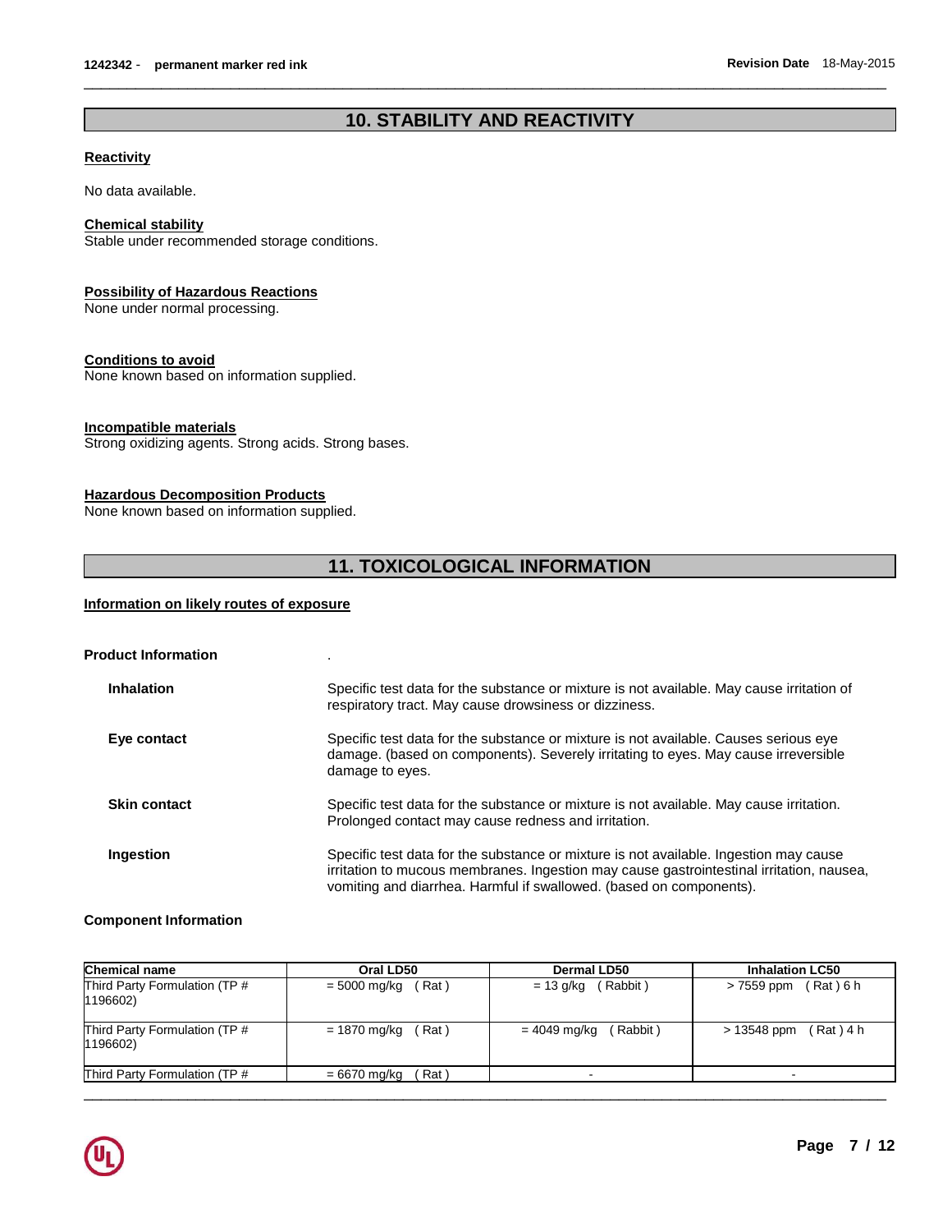## 10. STABILITY AND REACTIVITY

**Reactivity**

No data available.

**Chemical stability**

Stable under recommended storage conditions.

**Possibility of Hazardous Reactions**

None under normal processing.

**Conditions to avoid**

None known based on information supplied.

**Incompatible materials**

Strong oxidizing agents. Strong acids. Strong bases.

**Hazardous Decomposition Products**

None known based on information supplied.

## 11. TOXICOLOGICAL INFORMATION

**Information on likely routes of exposure**

**Product Information** .

**Inhalation**
Specific test data for the substance or mixture is not available. May cause irritation of respiratory tract. May cause drowsiness or dizziness.

**Eye contact**
Specific test data for the substance or mixture is not available. Causes serious eye damage. (based on components). Severely irritating to eyes. May cause irreversible damage to eyes.

**Skin contact**
Specific test data for the substance or mixture is not available. May cause irritation. Prolonged contact may cause redness and irritation.

**Ingestion**
Specific test data for the substance or mixture is not available. Ingestion may cause irritation to mucous membranes. Ingestion may cause gastrointestinal irritation, nausea, vomiting and diarrhea. Harmful if swallowed. (based on components).

**Component Information**

| Chemical name | Oral LD50 | Dermal LD50 | Inhalation LC50 |
|---|---|---|---|
| Third Party Formulation (TP # 1196602) | = 5000 mg/kg ( Rat ) | = 13 g/kg ( Rabbit ) | > 7559 ppm ( Rat ) 6 h |
| Third Party Formulation (TP # 1196602) | = 1870 mg/kg ( Rat ) | = 4049 mg/kg ( Rabbit ) | > 13548 ppm ( Rat ) 4 h |
| Third Party Formulation (TP # | = 6670 mg/kg ( Rat ) | - | - |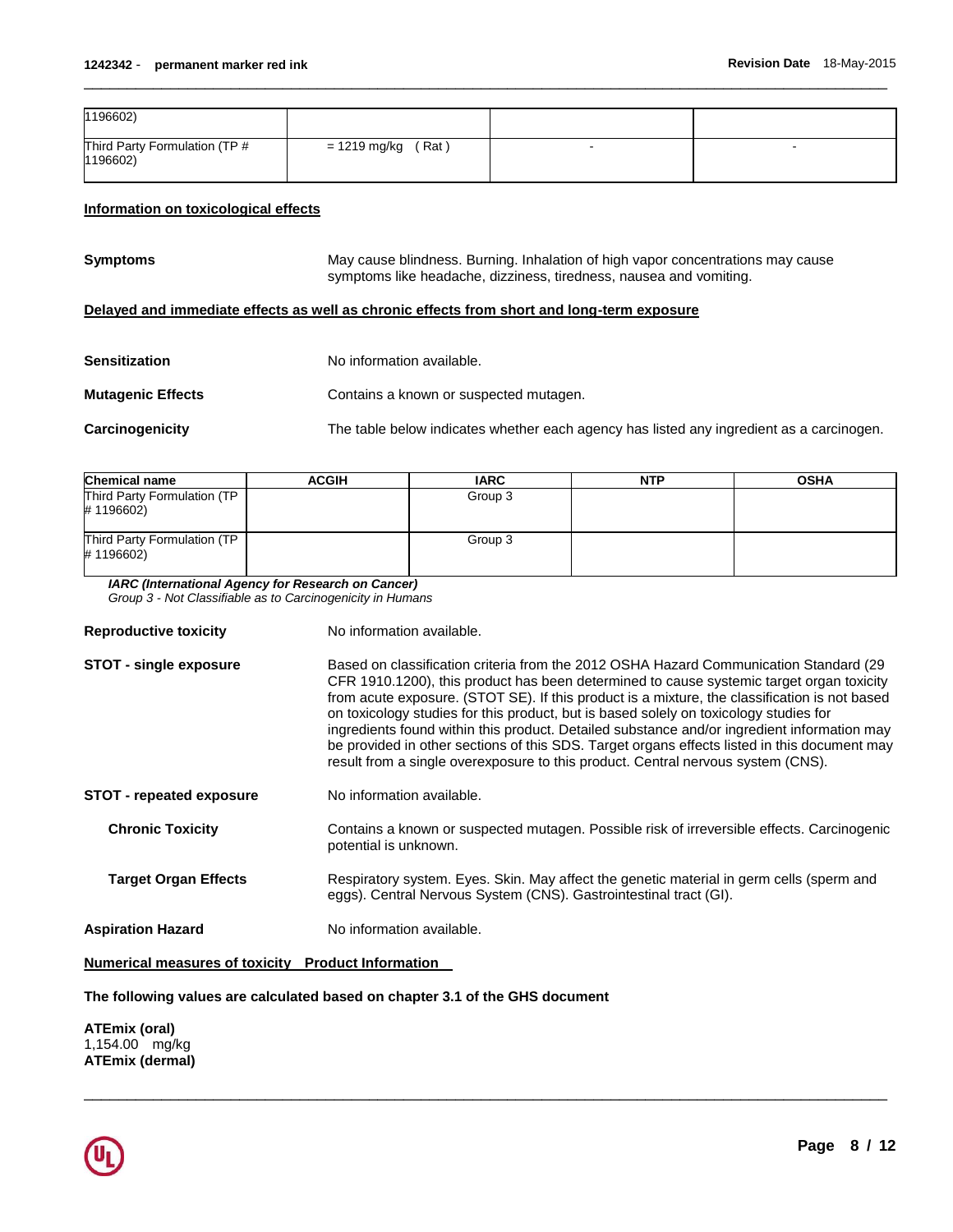| | | | |
|---|---|---|---|
| 1196602) | | | |
| Third Party Formulation (TP # 1196602) | = 1219 mg/kg ( Rat ) | - | - |

**Information on toxicological effects**

**Symptoms** May cause blindness. Burning. Inhalation of high vapor concentrations may cause symptoms like headache, dizziness, tiredness, nausea and vomiting.

**Delayed and immediate effects as well as chronic effects from short and long-term exposure**

**Sensitization** No information available.

**Mutagenic Effects** Contains a known or suspected mutagen.

**Carcinogenicity** The table below indicates whether each agency has listed any ingredient as a carcinogen.

| Chemical name | ACGIH | IARC | NTP | OSHA |
|---|---|---|---|---|
| Third Party Formulation (TP # 1196602) | | Group 3 | | |
| Third Party Formulation (TP # 1196602) | | Group 3 | | |

*IARC (International Agency for Research on Cancer)*
*Group 3 - Not Classifiable as to Carcinogenicity in Humans*

**Reproductive toxicity** No information available.

**STOT - single exposure** Based on classification criteria from the 2012 OSHA Hazard Communication Standard (29 CFR 1910.1200), this product has been determined to cause systemic target organ toxicity from acute exposure. (STOT SE). If this product is a mixture, the classification is not based on toxicology studies for this product, but is based solely on toxicology studies for ingredients found within this product. Detailed substance and/or ingredient information may be provided in other sections of this SDS. Target organs effects listed in this document may result from a single overexposure to this product. Central nervous system (CNS).

**STOT - repeated exposure** No information available.

**Chronic Toxicity** Contains a known or suspected mutagen. Possible risk of irreversible effects. Carcinogenic potential is unknown.

**Target Organ Effects** Respiratory system. Eyes. Skin. May affect the genetic material in germ cells (sperm and eggs). Central Nervous System (CNS). Gastrointestinal tract (GI).

**Aspiration Hazard** No information available.

**Numerical measures of toxicity Product Information**

**The following values are calculated based on chapter 3.1 of the GHS document**

**ATEmix (oral)**
1,154.00 mg/kg
**ATEmix (dermal)**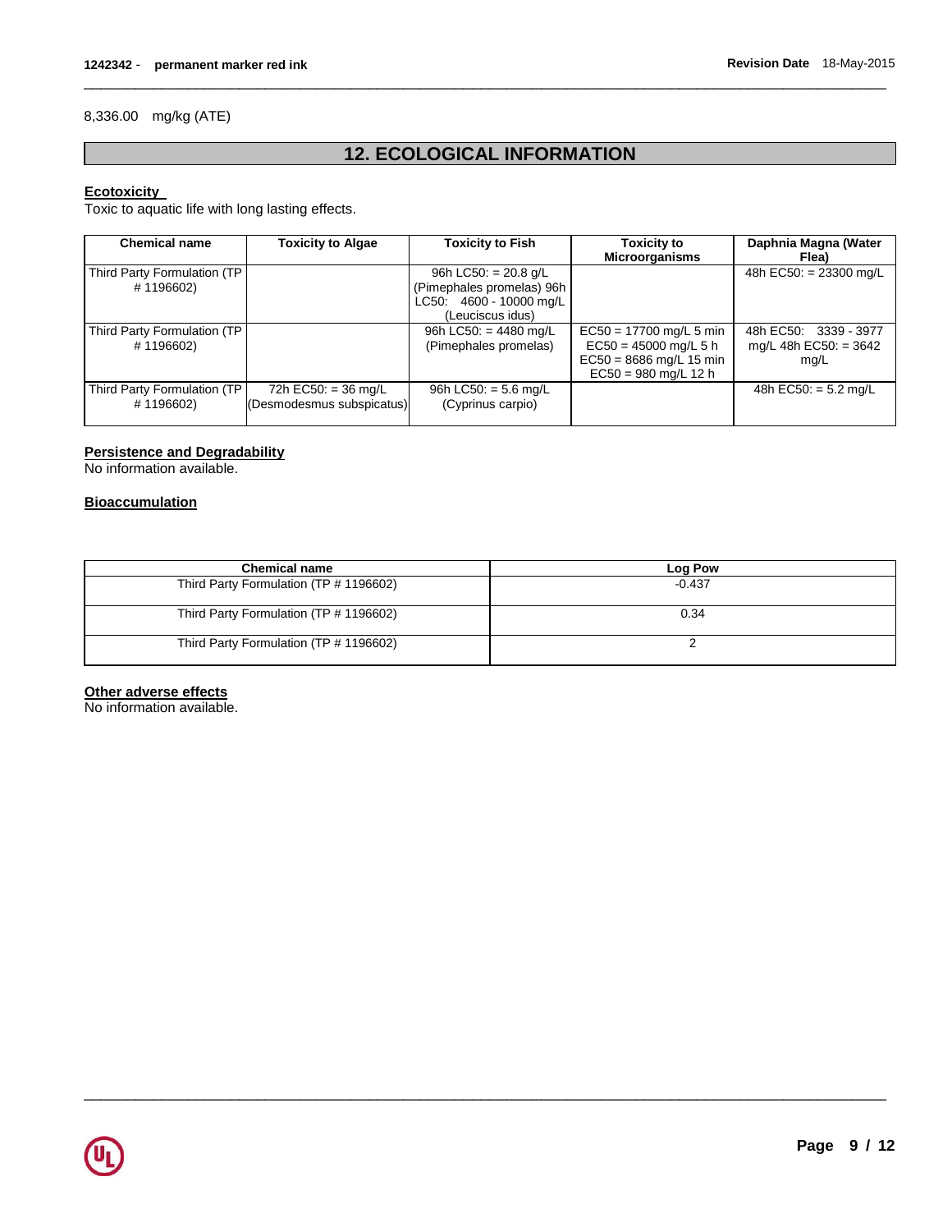8,336.00 mg/kg (ATE)

## 12. ECOLOGICAL INFORMATION

**Ecotoxicity**

Toxic to aquatic life with long lasting effects.

| Chemical name | Toxicity to Algae | Toxicity to Fish | Toxicity to Microorganisms | Daphnia Magna (Water Flea) |
|---|---|---|---|---|
| Third Party Formulation (TP # 1196602) | | 96h LC50: = 20.8 g/L (Pimephales promelas) 96h LC50: 4600 - 10000 mg/L (Leuciscus idus) | | 48h EC50: = 23300 mg/L |
| Third Party Formulation (TP # 1196602) | | 96h LC50: = 4480 mg/L (Pimephales promelas) | EC50 = 17700 mg/L 5 min EC50 = 45000 mg/L 5 h EC50 = 8686 mg/L 15 min EC50 = 980 mg/L 12 h | 48h EC50: 3339 - 3977 mg/L 48h EC50: = 3642 mg/L |
| Third Party Formulation (TP # 1196602) | 72h EC50: = 36 mg/L (Desmodesmus subspicatus) | 96h LC50: = 5.6 mg/L (Cyprinus carpio) | | 48h EC50: = 5.2 mg/L |

**Persistence and Degradability**

No information available.

**Bioaccumulation**

| Chemical name | Log Pow |
|---|---|
| Third Party Formulation (TP # 1196602) | -0.437 |
| Third Party Formulation (TP # 1196602) | 0.34 |
| Third Party Formulation (TP # 1196602) | 2 |

**Other adverse effects**

No information available.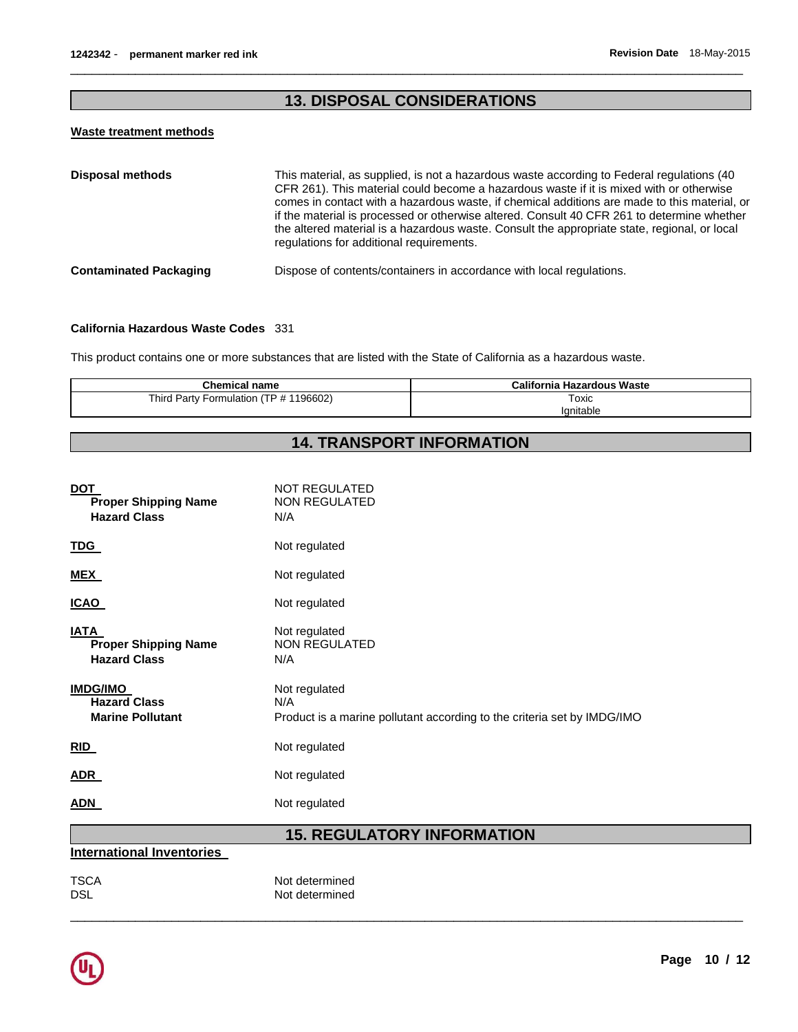## 13. DISPOSAL CONSIDERATIONS

### Waste treatment methods

**Disposal methods** This material, as supplied, is not a hazardous waste according to Federal regulations (40 CFR 261). This material could become a hazardous waste if it is mixed with or otherwise comes in contact with a hazardous waste, if chemical additions are made to this material, or if the material is processed or otherwise altered. Consult 40 CFR 261 to determine whether the altered material is a hazardous waste. Consult the appropriate state, regional, or local regulations for additional requirements.

**Contaminated Packaging** Dispose of contents/containers in accordance with local regulations.

**California Hazardous Waste Codes** 331

This product contains one or more substances that are listed with the State of California as a hazardous waste.

| Chemical name | California Hazardous Waste |
| --- | --- |
| Third Party Formulation (TP # 1196602) | Toxic<br>Ignitable |

## 14. TRANSPORT INFORMATION

**DOT** NOT REGULATED
- **Proper Shipping Name** NON REGULATED
- **Hazard Class** N/A

**TDG** Not regulated

**MEX** Not regulated

**ICAO** Not regulated

**IATA** Not regulated
- **Proper Shipping Name** NON REGULATED
- **Hazard Class** N/A

**IMDG/IMO** Not regulated
- **Hazard Class** N/A
- **Marine Pollutant** Product is a marine pollutant according to the criteria set by IMDG/IMO

**RID** Not regulated

**ADR** Not regulated

**ADN** Not regulated

## 15. REGULATORY INFORMATION

### International Inventories

TSCA Not determined
DSL Not determined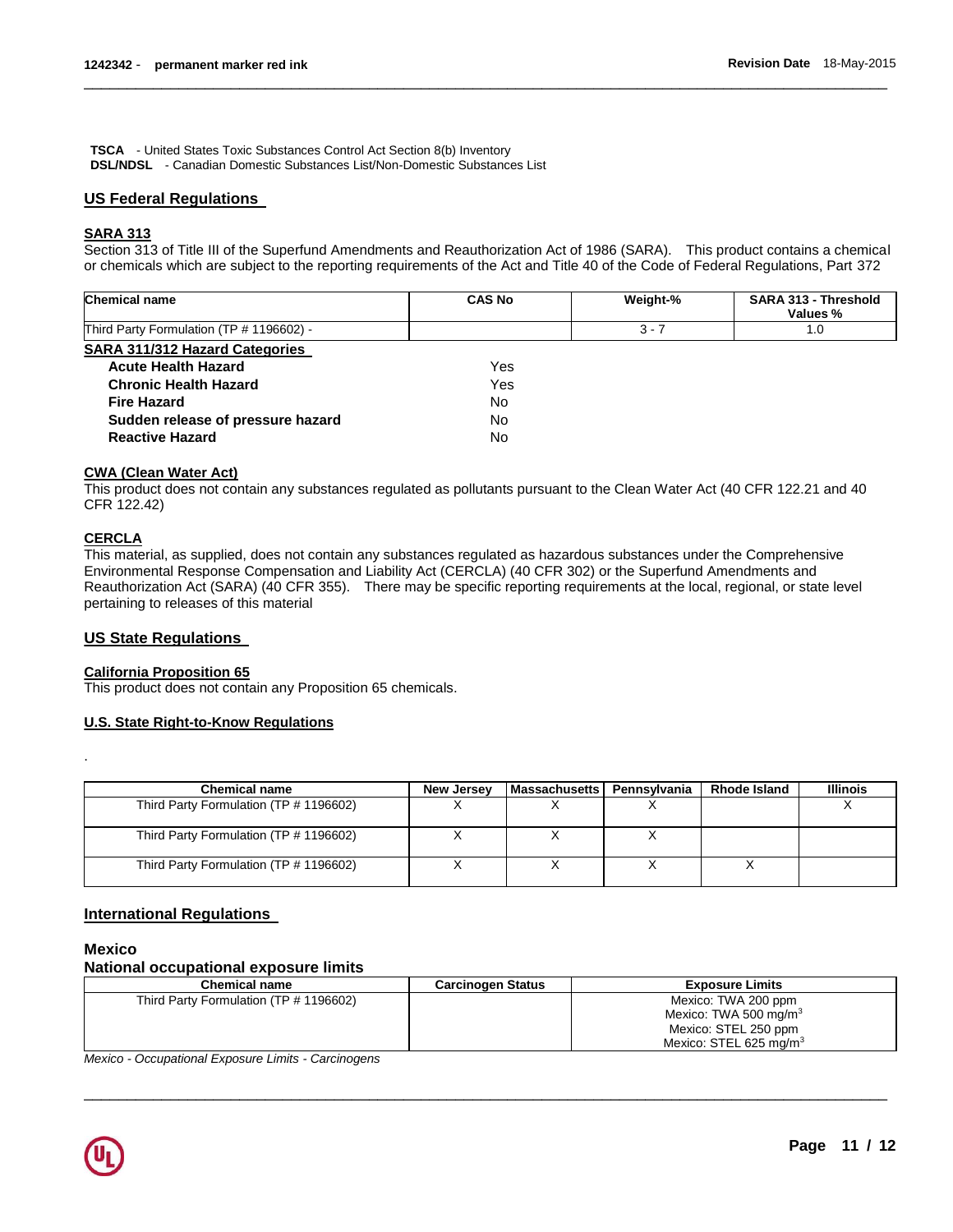**TSCA** - United States Toxic Substances Control Act Section 8(b) Inventory
**DSL/NDSL** - Canadian Domestic Substances List/Non-Domestic Substances List

## US Federal Regulations

### SARA 313

Section 313 of Title III of the Superfund Amendments and Reauthorization Act of 1986 (SARA). This product contains a chemical or chemicals which are subject to the reporting requirements of the Act and Title 40 of the Code of Federal Regulations, Part 372

| Chemical name | CAS No | Weight-% | SARA 313 - Threshold Values % |
|---|---|---|---|
| Third Party Formulation (TP # 1196602) - | | 3 - 7 | 1.0 |

### SARA 311/312 Hazard Categories

| | |
|---|---|
| **Acute Health Hazard** | Yes |
| **Chronic Health Hazard** | Yes |
| **Fire Hazard** | No |
| **Sudden release of pressure hazard** | No |
| **Reactive Hazard** | No |

### CWA (Clean Water Act)

This product does not contain any substances regulated as pollutants pursuant to the Clean Water Act (40 CFR 122.21 and 40 CFR 122.42)

### CERCLA

This material, as supplied, does not contain any substances regulated as hazardous substances under the Comprehensive Environmental Response Compensation and Liability Act (CERCLA) (40 CFR 302) or the Superfund Amendments and Reauthorization Act (SARA) (40 CFR 355). There may be specific reporting requirements at the local, regional, or state level pertaining to releases of this material

## US State Regulations

### California Proposition 65

This product does not contain any Proposition 65 chemicals.

### U.S. State Right-to-Know Regulations

.

| Chemical name | New Jersey | Massachusetts | Pennsylvania | Rhode Island | Illinois |
|---|---|---|---|---|---|
| Third Party Formulation (TP # 1196602) | X | X | X | | X |
| Third Party Formulation (TP # 1196602) | X | X | X | | |
| Third Party Formulation (TP # 1196602) | X | X | X | X | |

## International Regulations

### Mexico

### National occupational exposure limits

| Chemical name | Carcinogen Status | Exposure Limits |
|---|---|---|
| Third Party Formulation (TP # 1196602) | | Mexico: TWA 200 ppm<br>Mexico: TWA 500 mg/m$^3$<br>Mexico: STEL 250 ppm<br>Mexico: STEL 625 mg/m$^3$ |

*Mexico - Occupational Exposure Limits - Carcinogens*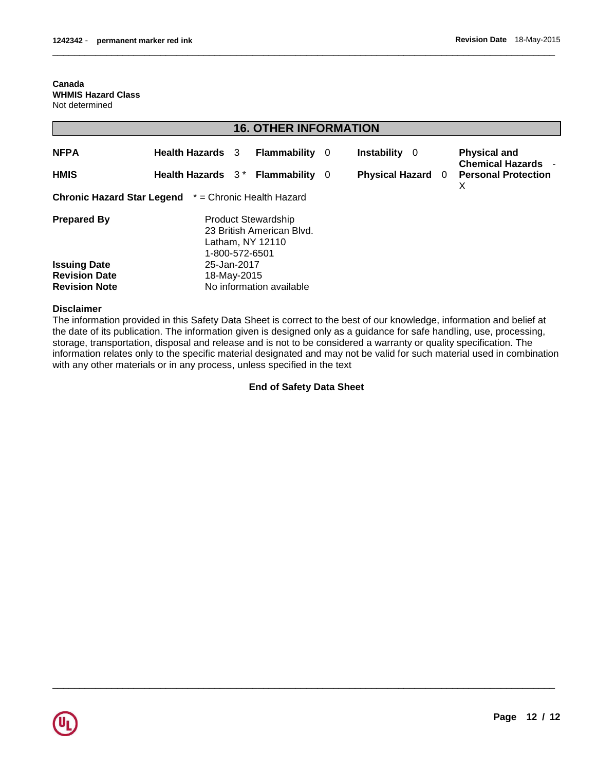**Canada**
**WHMIS Hazard Class**
Not determined

## 16. OTHER INFORMATION

| | | | | |
|---|---|---|---|---|
| **NFPA** | **Health Hazards** 3 | **Flammability** 0 | **Instability** 0 | **Physical and Chemical Hazards** - |
| **HMIS** | **Health Hazards** 3 * | **Flammability** 0 | **Physical Hazard** 0 | **Personal Protection** X |

**Chronic Hazard Star Legend** * = Chronic Health Hazard

**Prepared By**
Product Stewardship
23 British American Blvd.
Latham, NY 12110
1-800-572-6501

**Issuing Date** 25-Jan-2017
**Revision Date** 18-May-2015
**Revision Note** No information available

**Disclaimer**
The information provided in this Safety Data Sheet is correct to the best of our knowledge, information and belief at the date of its publication. The information given is designed only as a guidance for safe handling, use, processing, storage, transportation, disposal and release and is not to be considered a warranty or quality specification. The information relates only to the specific material designated and may not be valid for such material used in combination with any other materials or in any process, unless specified in the text

**End of Safety Data Sheet**